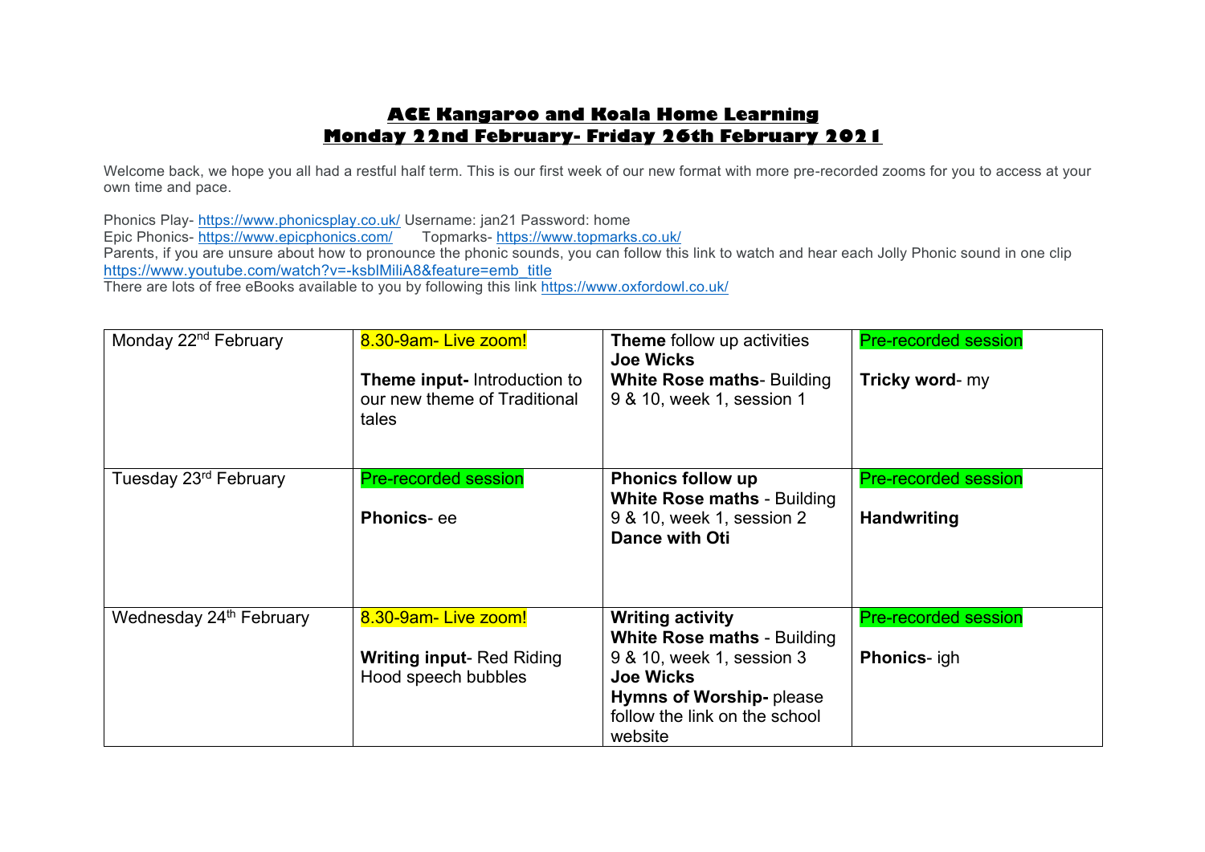# ACE Kangaroo and Koala Home Learning
# Monday 22nd February- Friday 26th February 2021

Welcome back, we hope you all had a restful half term. This is our first week of our new format with more pre-recorded zooms for you to access at your own time and pace.

Phonics Play- https://www.phonicsplay.co.uk/ Username: jan21 Password: home
Epic Phonics- https://www.epicphonics.com/ Topmarks- https://www.topmarks.co.uk/
Parents, if you are unsure about how to pronounce the phonic sounds, you can follow this link to watch and hear each Jolly Phonic sound in one clip https://www.youtube.com/watch?v=-ksblMiliA8&feature=emb_title
There are lots of free eBooks available to you by following this link https://www.oxfordowl.co.uk/

| | | | |
|---|---|---|---|
| Monday 22nd February | 8.30-9am- Live zoom!<br><br>**Theme input-** Introduction to our new theme of Traditional tales | **Theme** follow up activities<br>**Joe Wicks**<br>**White Rose maths**- Building 9 & 10, week 1, session 1 | Pre-recorded session<br><br>**Tricky word**- my |
| Tuesday 23rd February | Pre-recorded session<br><br>**Phonics**- ee | **Phonics follow up**<br>**White Rose maths** - Building 9 & 10, week 1, session 2<br>**Dance with Oti** | Pre-recorded session<br><br>**Handwriting** |
| Wednesday 24th February | 8.30-9am- Live zoom!<br><br>**Writing input**- Red Riding Hood speech bubbles | **Writing activity**<br>**White Rose maths** - Building 9 & 10, week 1, session 3<br>**Joe Wicks**<br>**Hymns of Worship-** please follow the link on the school website | Pre-recorded session<br><br>**Phonics**- igh |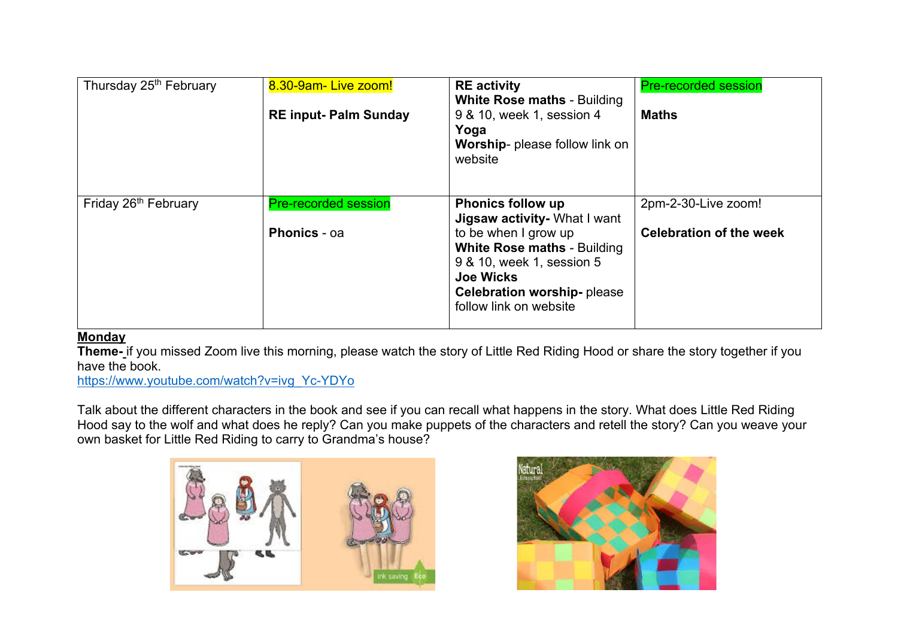| | | | |
|---|---|---|---|
| Thursday 25th February | 8.30-9am- Live zoom!<br><br>**RE input- Palm Sunday** | **RE activity**<br>**White Rose maths** - Building 9 & 10, week 1, session 4<br>**Yoga**<br>**Worship**- please follow link on website | Pre-recorded session<br><br>**Maths** |
| Friday 26th February | Pre-recorded session<br><br>**Phonics** - oa | **Phonics follow up**<br>**Jigsaw activity-** What I want to be when I grow up<br>**White Rose maths** - Building 9 & 10, week 1, session 5<br>**Joe Wicks**<br>**Celebration worship-** please follow link on website | 2pm-2-30-Live zoom!<br><br>**Celebration of the week** |

**Monday**

**Theme-** if you missed Zoom live this morning, please watch the story of Little Red Riding Hood or share the story together if you have the book.
https://www.youtube.com/watch?v=ivg_Yc-YDYo

Talk about the different characters in the book and see if you can recall what happens in the story. What does Little Red Riding Hood say to the wolf and what does he reply? Can you make puppets of the characters and retell the story? Can you weave your own basket for Little Red Riding to carry to Grandma's house?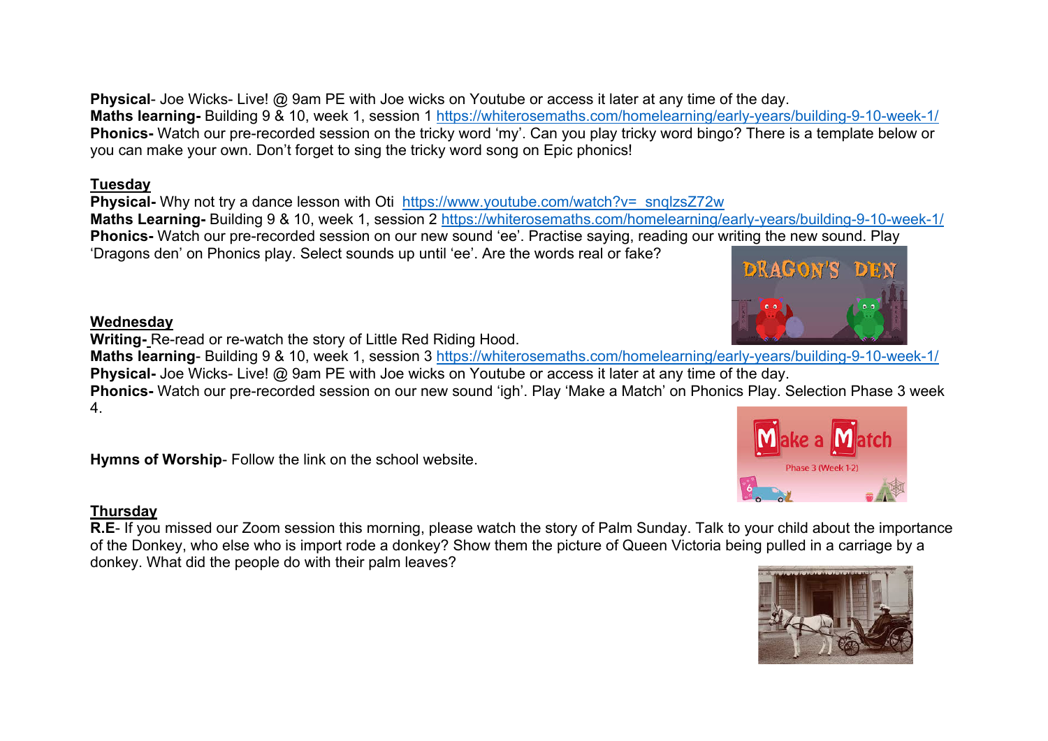**Physical**- Joe Wicks- Live! @ 9am PE with Joe wicks on Youtube or access it later at any time of the day.
**Maths learning-** Building 9 & 10, week 1, session 1 https://whiterosemaths.com/homelearning/early-years/building-9-10-week-1/
**Phonics-** Watch our pre-recorded session on the tricky word 'my'. Can you play tricky word bingo? There is a template below or you can make your own. Don't forget to sing the tricky word song on Epic phonics!

## Tuesday

**Physical-** Why not try a dance lesson with Oti https://www.youtube.com/watch?v=_snqlzsZ72w
**Maths Learning-** Building 9 & 10, week 1, session 2 https://whiterosemaths.com/homelearning/early-years/building-9-10-week-1/
**Phonics-** Watch our pre-recorded session on our new sound 'ee'. Practise saying, reading our writing the new sound. Play 'Dragons den' on Phonics play. Select sounds up until 'ee'. Are the words real or fake?

## Wednesday

**Writing-** Re-read or re-watch the story of Little Red Riding Hood.
**Maths learning**- Building 9 & 10, week 1, session 3 https://whiterosemaths.com/homelearning/early-years/building-9-10-week-1/
**Physical-** Joe Wicks- Live! @ 9am PE with Joe wicks on Youtube or access it later at any time of the day.
**Phonics-** Watch our pre-recorded session on our new sound 'igh'. Play 'Make a Match' on Phonics Play. Selection Phase 3 week 4.

**Hymns of Worship**- Follow the link on the school website.

## Thursday

**R.E**- If you missed our Zoom session this morning, please watch the story of Palm Sunday. Talk to your child about the importance of the Donkey, who else who is import rode a donkey? Show them the picture of Queen Victoria being pulled in a carriage by a donkey. What did the people do with their palm leaves?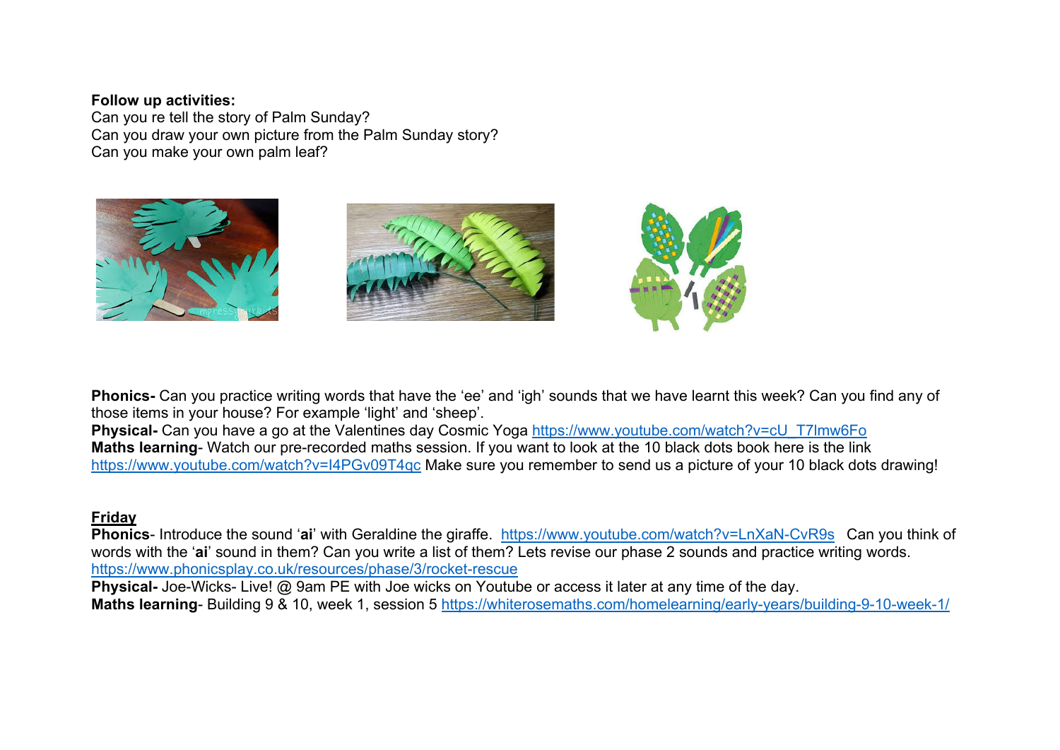**Follow up activities:**
Can you re tell the story of Palm Sunday?
Can you draw your own picture from the Palm Sunday story?
Can you make your own palm leaf?

**Phonics-** Can you practice writing words that have the 'ee' and 'igh' sounds that we have learnt this week? Can you find any of those items in your house? For example 'light' and 'sheep'.
**Physical-** Can you have a go at the Valentines day Cosmic Yoga https://www.youtube.com/watch?v=cU_T7lmw6Fo
**Maths learning**- Watch our pre-recorded maths session. If you want to look at the 10 black dots book here is the link https://www.youtube.com/watch?v=I4PGv09T4qc Make sure you remember to send us a picture of your 10 black dots drawing!

**Friday**

**Phonics**- Introduce the sound '**ai**' with Geraldine the giraffe. https://www.youtube.com/watch?v=LnXaN-CvR9s Can you think of words with the '**ai**' sound in them? Can you write a list of them? Lets revise our phase 2 sounds and practice writing words. https://www.phonicsplay.co.uk/resources/phase/3/rocket-rescue
**Physical-** Joe-Wicks- Live! @ 9am PE with Joe wicks on Youtube or access it later at any time of the day.
**Maths learning**- Building 9 & 10, week 1, session 5 https://whiterosemaths.com/homelearning/early-years/building-9-10-week-1/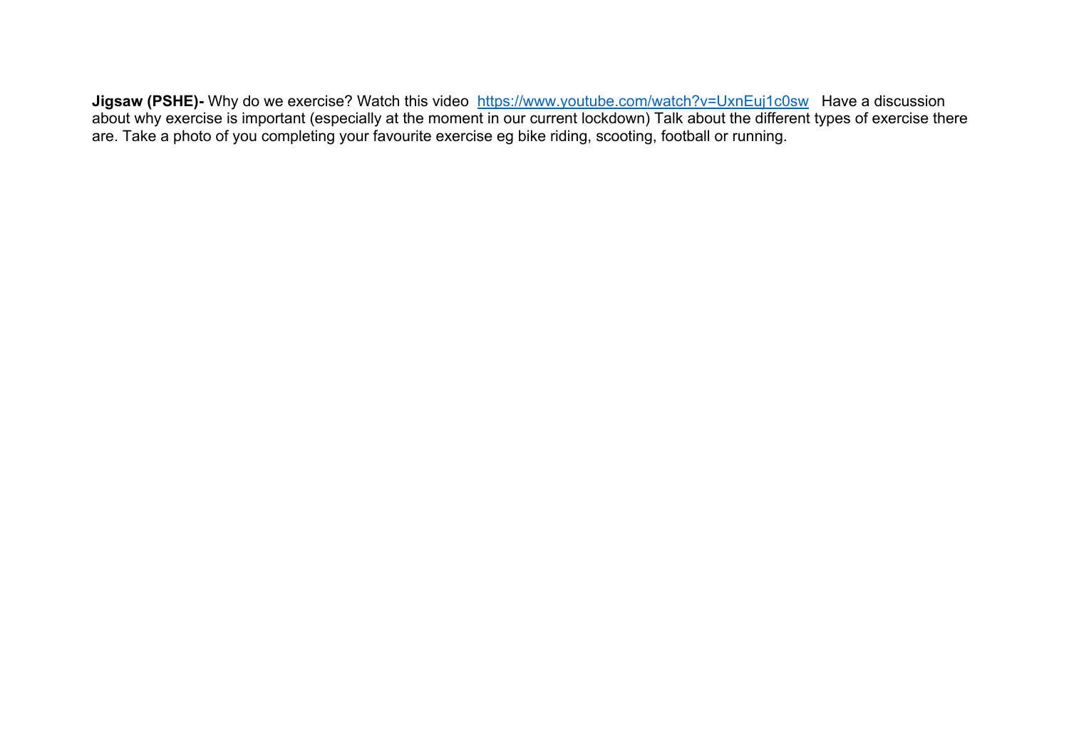**Jigsaw (PSHE)-** Why do we exercise? Watch this video [https://www.youtube.com/watch?v=UxnEuj1c0sw](https://www.youtube.com/watch?v=UxnEuj1c0sw) Have a discussion about why exercise is important (especially at the moment in our current lockdown) Talk about the different types of exercise there are. Take a photo of you completing your favourite exercise eg bike riding, scooting, football or running.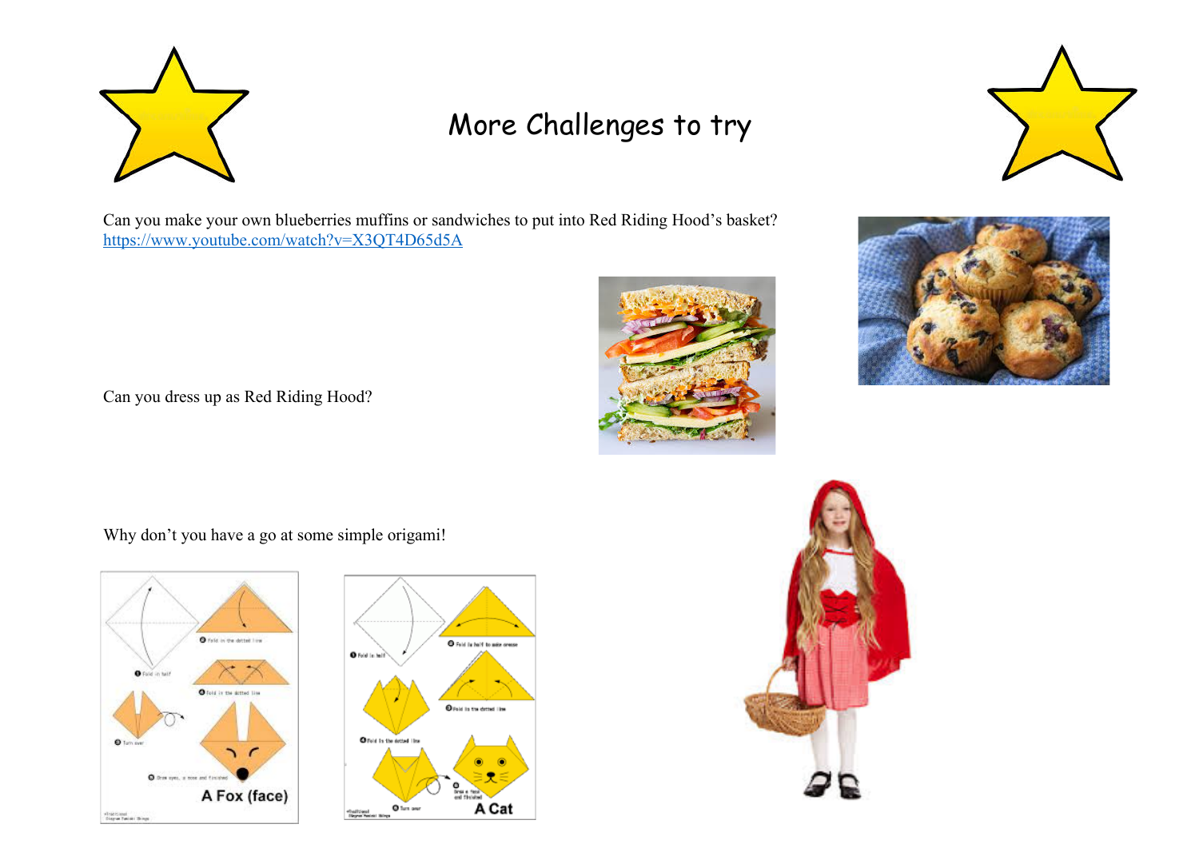# More Challenges to try

Can you make your own blueberries muffins or sandwiches to put into Red Riding Hood's basket?
https://www.youtube.com/watch?v=X3QT4D65d5A

Can you dress up as Red Riding Hood?

Why don't you have a go at some simple origami!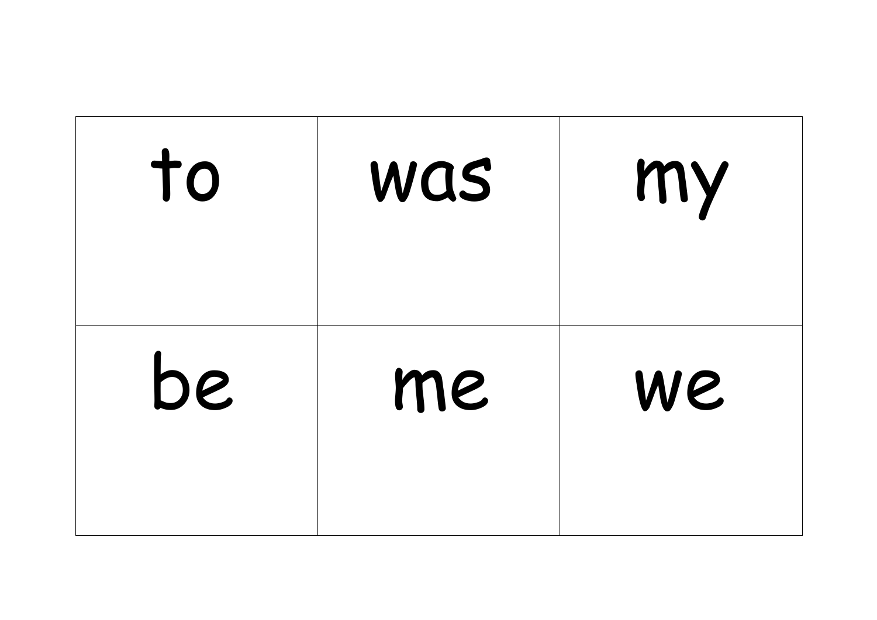| to | was | my |
| --- | --- | --- |
| be | me | we |